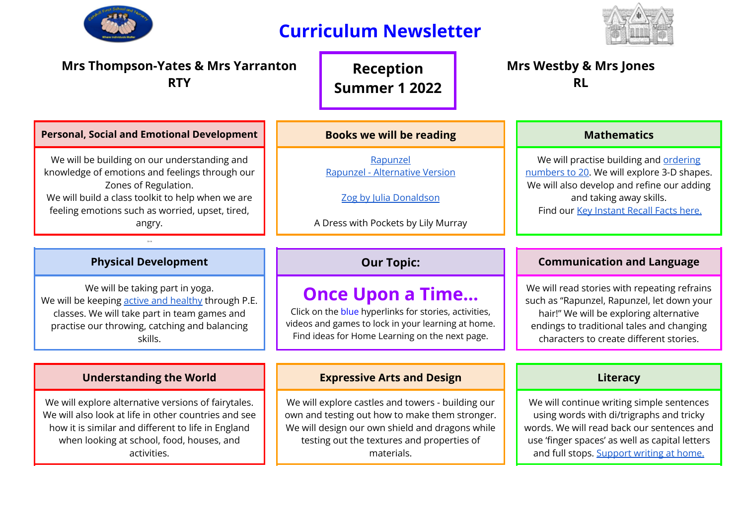# Curriculum Newsletter

**Mrs Thompson-Yates & Mrs Yarranton**
**RTY**

**Reception**
**Summer 1 2022**

**Mrs Westby & Mrs Jones**
**RL**

## Personal, Social and Emotional Development

We will be building on our understanding and knowledge of emotions and feelings through our Zones of Regulation.
We will build a class toolkit to help when we are feeling emotions such as worried, upset, tired, angry.

## Books we will be reading

Rapunzel
Rapunzel - Alternative Version

Zog by Julia Donaldson

A Dress with Pockets by Lily Murray

## Mathematics

We will practise building and ordering numbers to 20. We will explore 3-D shapes. We will also develop and refine our adding and taking away skills.
Find our Key Instant Recall Facts here.

## Physical Development

We will be taking part in yoga.
We will be keeping active and healthy through P.E. classes. We will take part in team games and practise our throwing, catching and balancing skills.

## Our Topic:

### Once Upon a Time...

Click on the blue hyperlinks for stories, activities, videos and games to lock in your learning at home. Find ideas for Home Learning on the next page.

## Communication and Language

We will read stories with repeating refrains such as "Rapunzel, Rapunzel, let down your hair!" We will be exploring alternative endings to traditional tales and changing characters to create different stories.

## Understanding the World

We will explore alternative versions of fairytales. We will also look at life in other countries and see how it is similar and different to life in England when looking at school, food, houses, and activities.

## Expressive Arts and Design

We will explore castles and towers - building our own and testing out how to make them stronger. We will design our own shield and dragons while testing out the textures and properties of materials.

## Literacy

We will continue writing simple sentences using words with di/trigraphs and tricky words. We will read back our sentences and use 'finger spaces' as well as capital letters and full stops. Support writing at home.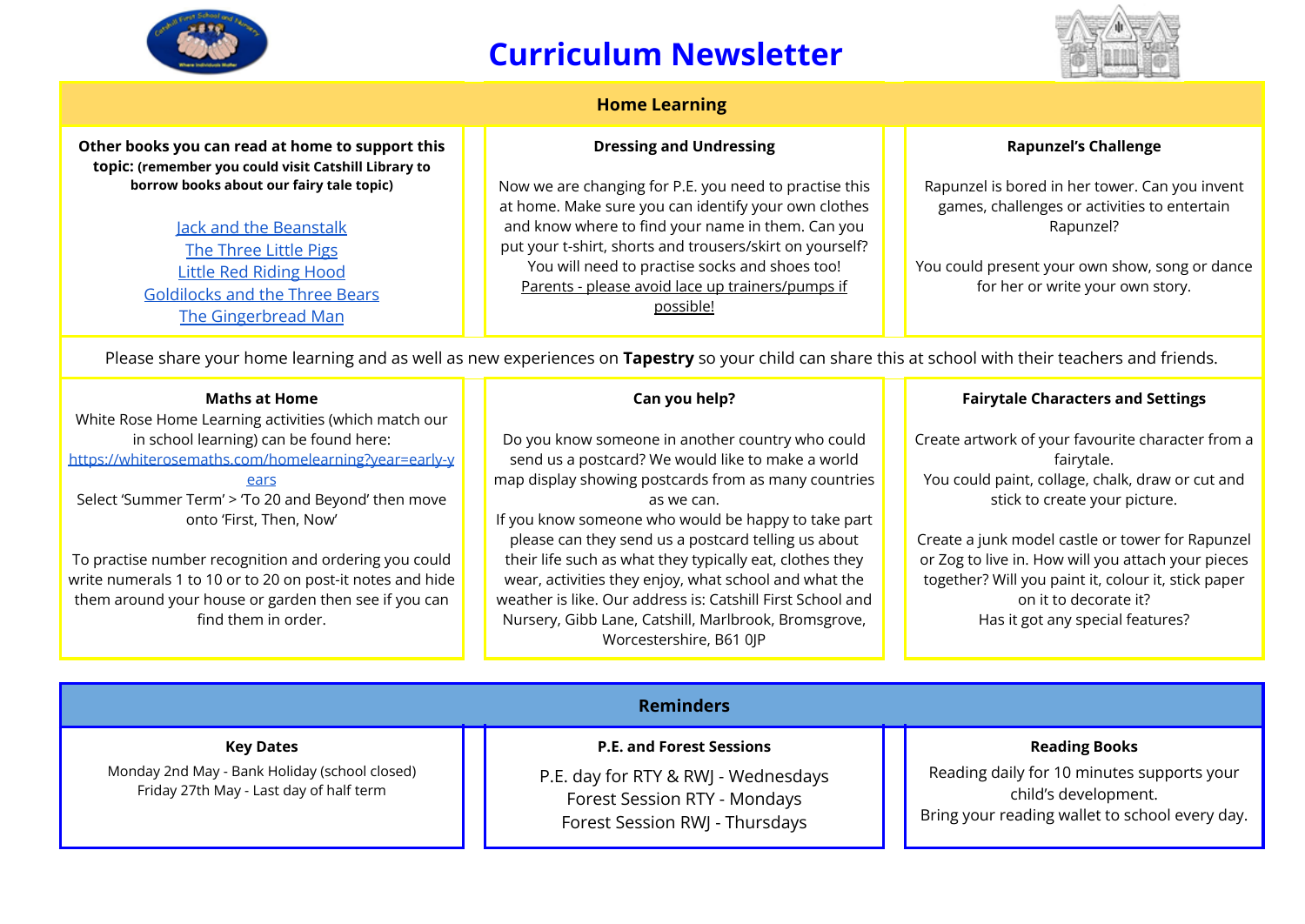# Curriculum Newsletter

## Home Learning

### Other books you can read at home to support this topic:

**(remember you could visit Catshill Library to borrow books about our fairy tale topic)**

Jack and the Beanstalk
The Three Little Pigs
Little Red Riding Hood
Goldilocks and the Three Bears
The Gingerbread Man

### Dressing and Undressing

Now we are changing for P.E. you need to practise this at home. Make sure you can identify your own clothes and know where to find your name in them. Can you put your t-shirt, shorts and trousers/skirt on yourself? You will need to practise socks and shoes too!
Parents - please avoid lace up trainers/pumps if possible!

### Rapunzel's Challenge

Rapunzel is bored in her tower. Can you invent games, challenges or activities to entertain Rapunzel?

You could present your own show, song or dance for her or write your own story.

Please share your home learning and as well as new experiences on **Tapestry** so your child can share this at school with their teachers and friends.

### Maths at Home

White Rose Home Learning activities (which match our in school learning) can be found here: https://whiterosemaths.com/homelearning?year=early-years
Select 'Summer Term' > 'To 20 and Beyond' then move onto 'First, Then, Now'

To practise number recognition and ordering you could write numerals 1 to 10 or to 20 on post-it notes and hide them around your house or garden then see if you can find them in order.

### Can you help?

Do you know someone in another country who could send us a postcard? We would like to make a world map display showing postcards from as many countries as we can.
If you know someone who would be happy to take part please can they send us a postcard telling us about their life such as what they typically eat, clothes they wear, activities they enjoy, what school and what the weather is like. Our address is: Catshill First School and Nursery, Gibb Lane, Catshill, Marlbrook, Bromsgrove, Worcestershire, B61 0JP

### Fairytale Characters and Settings

Create artwork of your favourite character from a fairytale.
You could paint, collage, chalk, draw or cut and stick to create your picture.

Create a junk model castle or tower for Rapunzel or Zog to live in. How will you attach your pieces together? Will you paint it, colour it, stick paper on it to decorate it?
Has it got any special features?

## Reminders

### Key Dates

Monday 2nd May - Bank Holiday (school closed)
Friday 27th May - Last day of half term

### P.E. and Forest Sessions

P.E. day for RTY & RWJ - Wednesdays
Forest Session RTY - Mondays
Forest Session RWJ - Thursdays

### Reading Books

Reading daily for 10 minutes supports your child's development.
Bring your reading wallet to school every day.